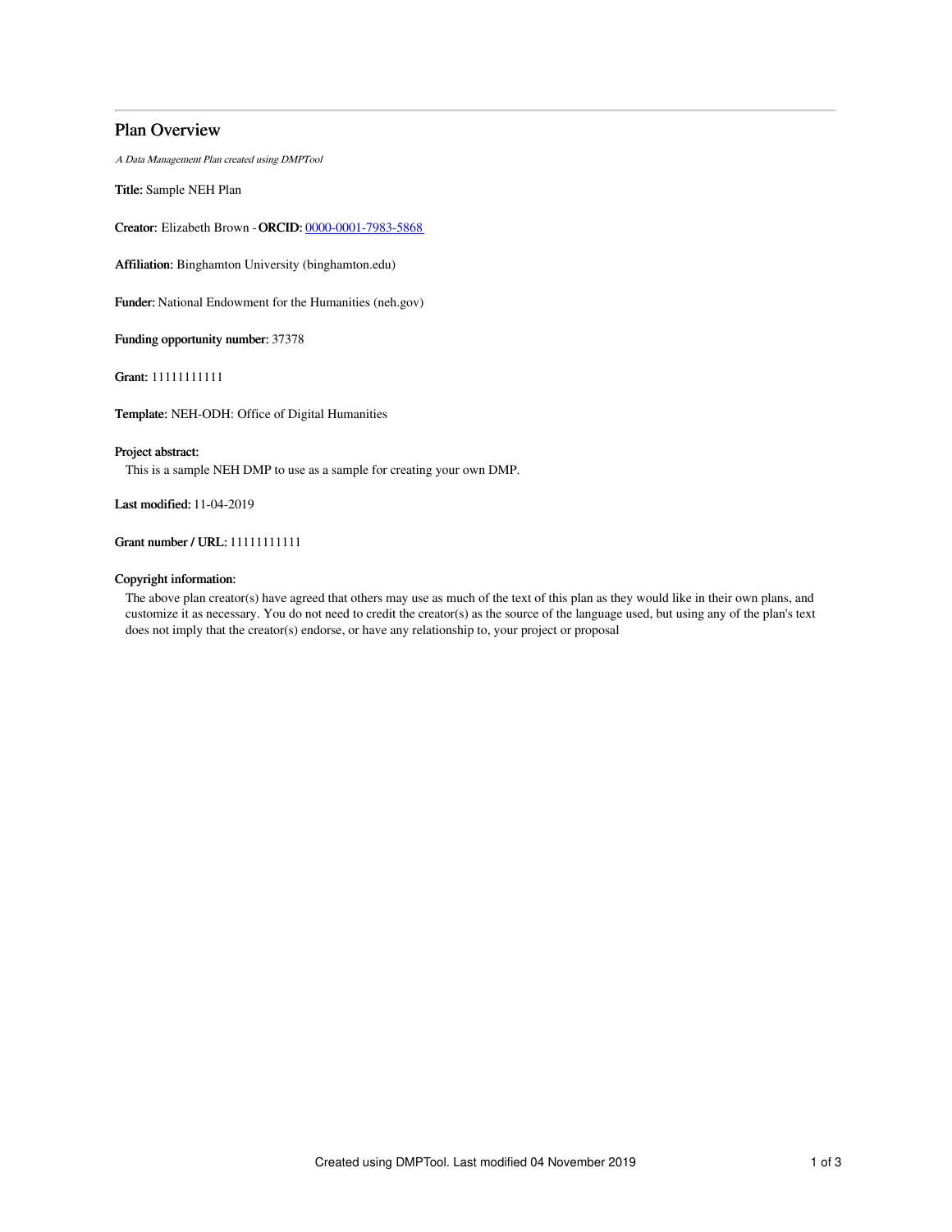## Plan Overview

*A Data Management Plan created using DMPTool*

**Title:** Sample NEH Plan

**Creator:** Elizabeth Brown - **ORCID:** 0000-0001-7983-5868

**Affiliation:** Binghamton University (binghamton.edu)

**Funder:** National Endowment for the Humanities (neh.gov)

**Funding opportunity number:** 37378

**Grant:** 11111111111

**Template:** NEH-ODH: Office of Digital Humanities

**Project abstract:**

This is a sample NEH DMP to use as a sample for creating your own DMP.

**Last modified:** 11-04-2019

**Grant number / URL:** 11111111111

**Copyright information:**

The above plan creator(s) have agreed that others may use as much of the text of this plan as they would like in their own plans, and customize it as necessary. You do not need to credit the creator(s) as the source of the language used, but using any of the plan's text does not imply that the creator(s) endorse, or have any relationship to, your project or proposal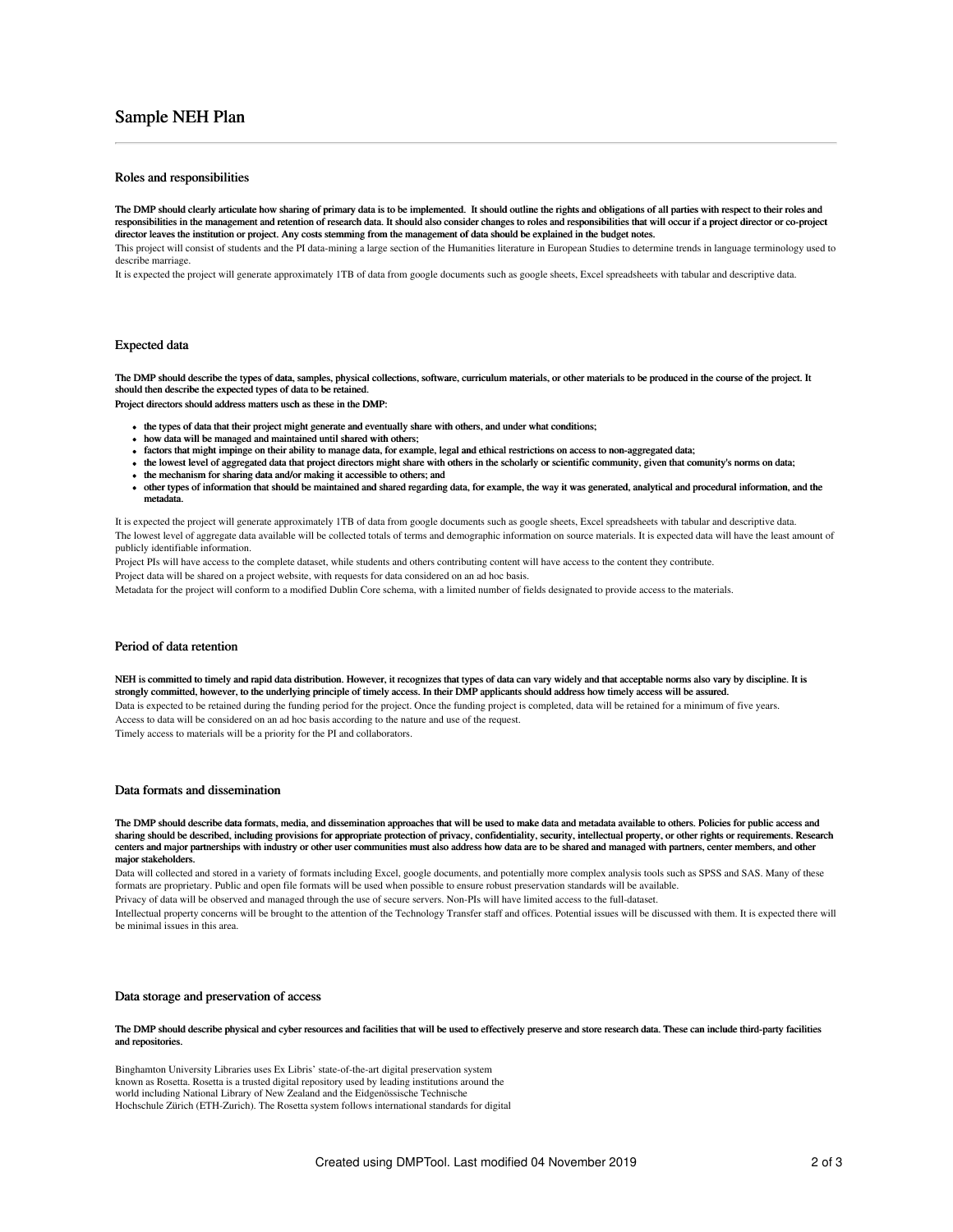# Sample NEH Plan

## Roles and responsibilities

**The DMP should clearly articulate how sharing of primary data is to be implemented. It should outline the rights and obligations of all parties with respect to their roles and responsibilities in the management and retention of research data. It should also consider changes to roles and responsibilities that will occur if a project director or co-project director leaves the institution or project. Any costs stemming from the management of data should be explained in the budget notes.**

This project will consist of students and the PI data-mining a large section of the Humanities literature in European Studies to determine trends in language terminology used to describe marriage.

It is expected the project will generate approximately 1TB of data from google documents such as google sheets, Excel spreadsheets with tabular and descriptive data.

## Expected data

**The DMP should describe the types of data, samples, physical collections, software, curriculum materials, or other materials to be produced in the course of the project. It should then describe the expected types of data to be retained.**

**Project directors should address matters usch as these in the DMP:**

- **the types of data that their project might generate and eventually share with others, and under what conditions;**
- **how data will be managed and maintained until shared with others;**
- **factors that might impinge on their ability to manage data, for example, legal and ethical restrictions on access to non-aggregated data;**
- **the lowest level of aggregated data that project directors might share with others in the scholarly or scientific community, given that comunity's norms on data;**
- **the mechanism for sharing data and/or making it accessible to others; and**
- **other types of information that should be maintained and shared regarding data, for example, the way it was generated, analytical and procedural information, and the metadata.**

It is expected the project will generate approximately 1TB of data from google documents such as google sheets, Excel spreadsheets with tabular and descriptive data.

The lowest level of aggregate data available will be collected totals of terms and demographic information on source materials. It is expected data will have the least amount of publicly identifiable information.

Project PIs will have access to the complete dataset, while students and others contributing content will have access to the content they contribute.

Project data will be shared on a project website, with requests for data considered on an ad hoc basis.

Metadata for the project will conform to a modified Dublin Core schema, with a limited number of fields designated to provide access to the materials.

## Period of data retention

**NEH is committed to timely and rapid data distribution. However, it recognizes that types of data can vary widely and that acceptable norms also vary by discipline. It is strongly committed, however, to the underlying principle of timely access. In their DMP applicants should address how timely access will be assured.**

Data is expected to be retained during the funding period for the project. Once the funding project is completed, data will be retained for a minimum of five years.

Access to data will be considered on an ad hoc basis according to the nature and use of the request.

Timely access to materials will be a priority for the PI and collaborators.

## Data formats and dissemination

**The DMP should describe data formats, media, and dissemination approaches that will be used to make data and metadata available to others. Policies for public access and sharing should be described, including provisions for appropriate protection of privacy, confidentiality, security, intellectual property, or other rights or requirements. Research centers and major partnerships with industry or other user communities must also address how data are to be shared and managed with partners, center members, and other major stakeholders.**

Data will collected and stored in a variety of formats including Excel, google documents, and potentially more complex analysis tools such as SPSS and SAS. Many of these formats are proprietary. Public and open file formats will be used when possible to ensure robust preservation standards will be available.

Privacy of data will be observed and managed through the use of secure servers. Non-PIs will have limited access to the full-dataset.

Intellectual property concerns will be brought to the attention of the Technology Transfer staff and offices. Potential issues will be discussed with them. It is expected there will be minimal issues in this area.

## Data storage and preservation of access

**The DMP should describe physical and cyber resources and facilities that will be used to effectively preserve and store research data. These can include third-party facilities and repositories.**

Binghamton University Libraries uses Ex Libris' state-of-the-art digital preservation system known as Rosetta. Rosetta is a trusted digital repository used by leading institutions around the world including National Library of New Zealand and the Eidgenössische Technische Hochschule Zürich (ETH-Zurich). The Rosetta system follows international standards for digital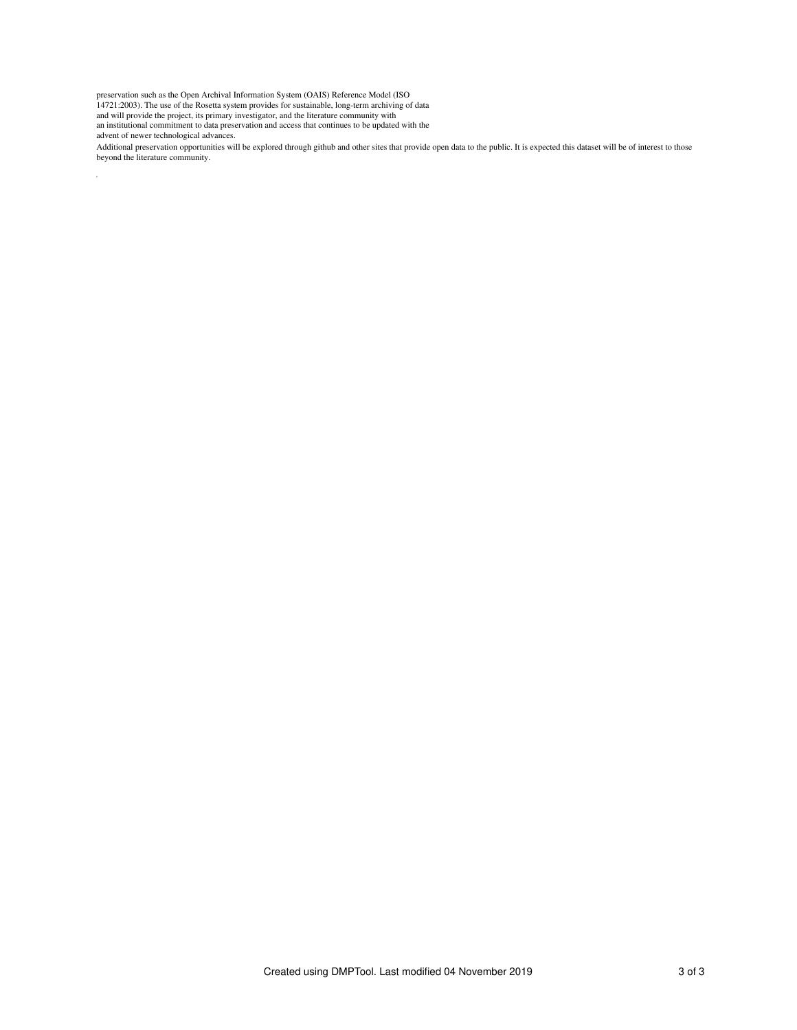preservation such as the Open Archival Information System (OAIS) Reference Model (ISO 14721:2003). The use of the Rosetta system provides for sustainable, long-term archiving of data and will provide the project, its primary investigator, and the literature community with an institutional commitment to data preservation and access that continues to be updated with the advent of newer technological advances.

Additional preservation opportunities will be explored through github and other sites that provide open data to the public. It is expected this dataset will be of interest to those beyond the literature community.